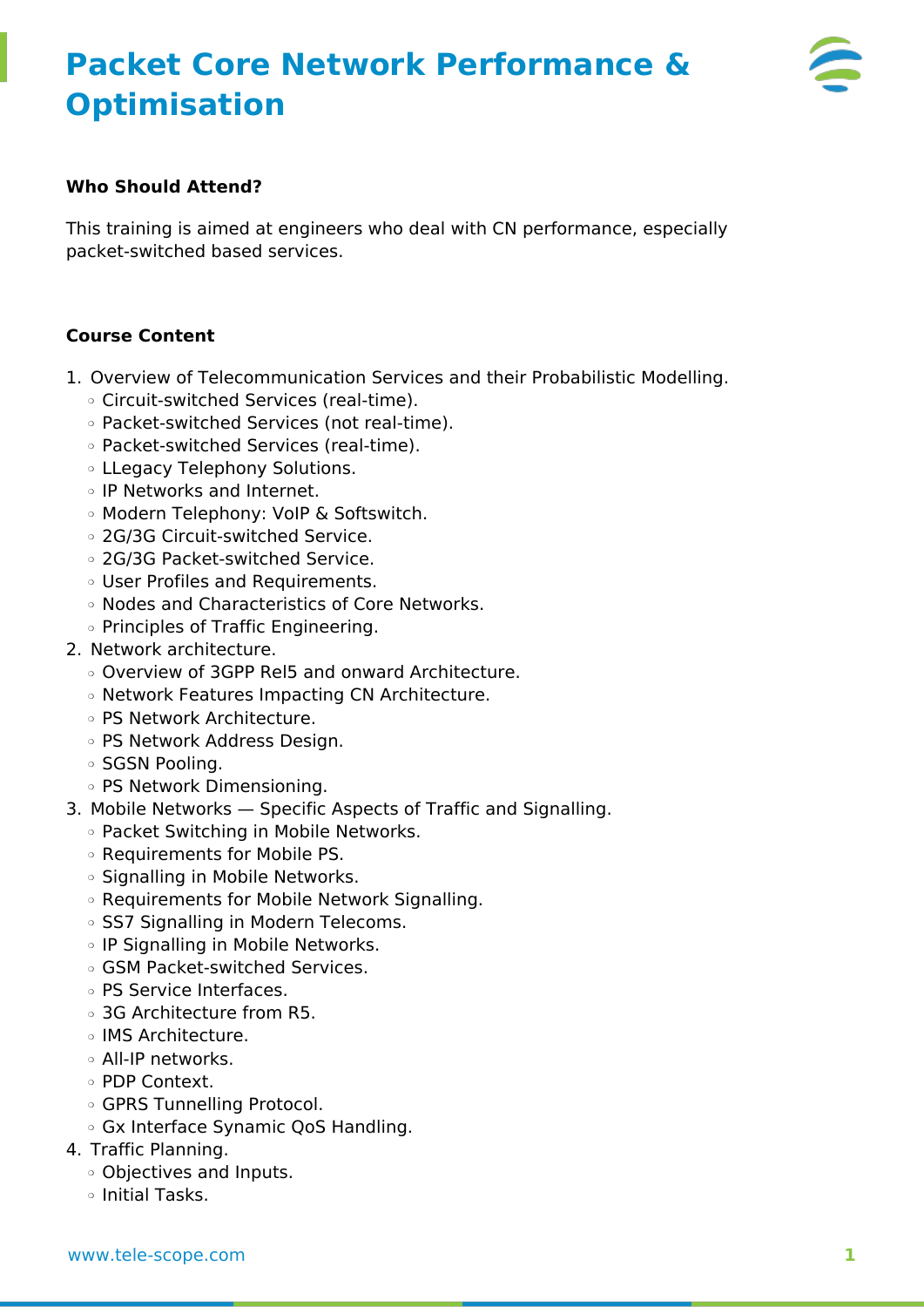# Packet Core Network Performance & Optimisation

**Who Should Attend?**

This training is aimed at engineers who deal with CN performance, especially packet-switched based services.

**Course Content**

1. Overview of Telecommunication Services and their Probabilistic Modelling.
   - Circuit-switched Services (real-time).
   - Packet-switched Services (not real-time).
   - Packet-switched Services (real-time).
   - LLegacy Telephony Solutions.
   - IP Networks and Internet.
   - Modern Telephony: VoIP & Softswitch.
   - 2G/3G Circuit-switched Service.
   - 2G/3G Packet-switched Service.
   - User Profiles and Requirements.
   - Nodes and Characteristics of Core Networks.
   - Principles of Traffic Engineering.
2. Network architecture.
   - Overview of 3GPP Rel5 and onward Architecture.
   - Network Features Impacting CN Architecture.
   - PS Network Architecture.
   - PS Network Address Design.
   - SGSN Pooling.
   - PS Network Dimensioning.
3. Mobile Networks — Specific Aspects of Traffic and Signalling.
   - Packet Switching in Mobile Networks.
   - Requirements for Mobile PS.
   - Signalling in Mobile Networks.
   - Requirements for Mobile Network Signalling.
   - SS7 Signalling in Modern Telecoms.
   - IP Signalling in Mobile Networks.
   - GSM Packet-switched Services.
   - PS Service Interfaces.
   - 3G Architecture from R5.
   - IMS Architecture.
   - All-IP networks.
   - PDP Context.
   - GPRS Tunnelling Protocol.
   - Gx Interface Synamic QoS Handling.
4. Traffic Planning.
   - Objectives and Inputs.
   - Initial Tasks.

www.tele-scope.com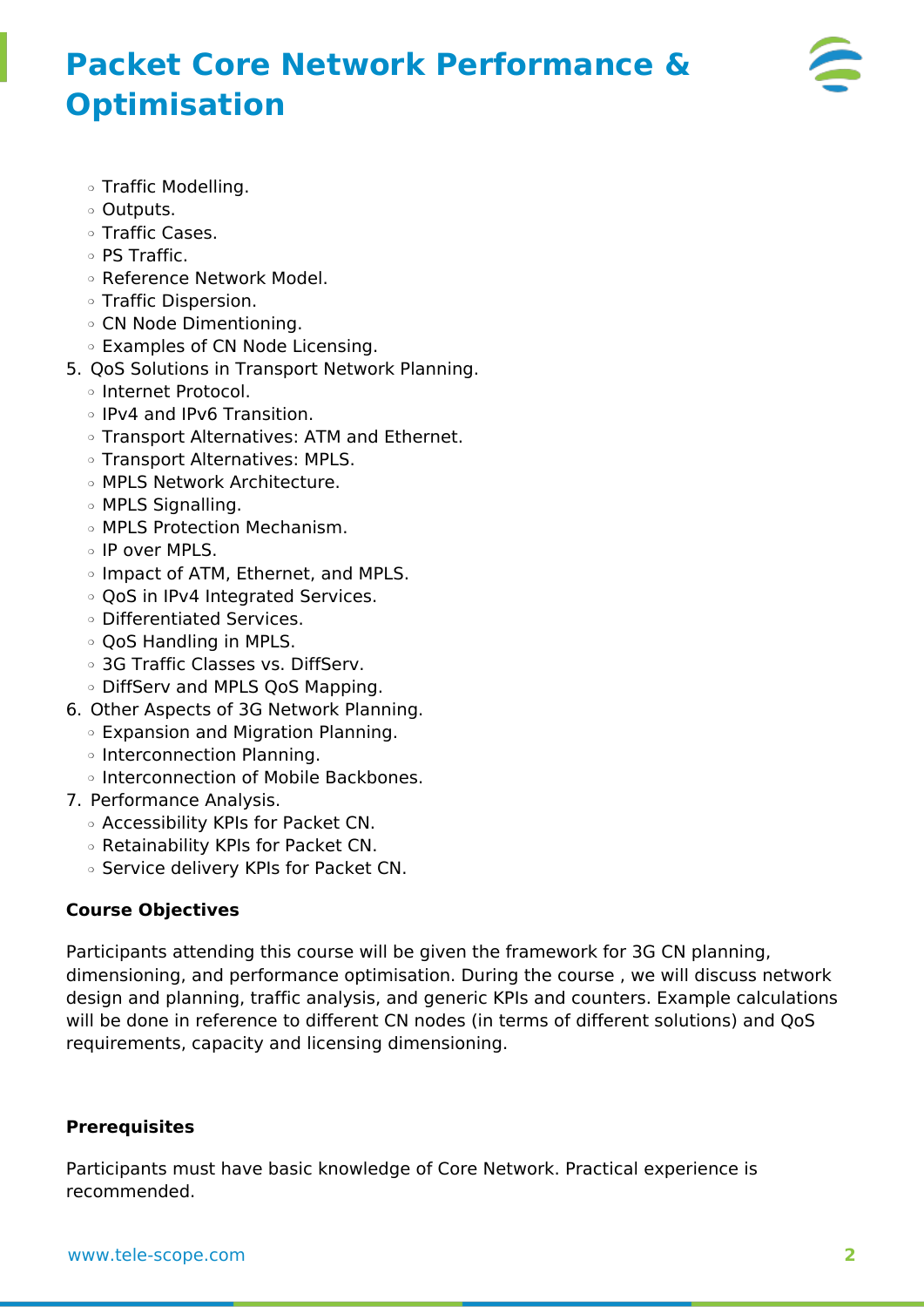- Traffic Modelling.
  - Outputs.
  - Traffic Cases.
  - PS Traffic.
  - Reference Network Model.
  - Traffic Dispersion.
  - CN Node Dimentioning.
  - Examples of CN Node Licensing.
5. QoS Solutions in Transport Network Planning.
   - Internet Protocol.
   - IPv4 and IPv6 Transition.
   - Transport Alternatives: ATM and Ethernet.
   - Transport Alternatives: MPLS.
   - MPLS Network Architecture.
   - MPLS Signalling.
   - MPLS Protection Mechanism.
   - IP over MPLS.
   - Impact of ATM, Ethernet, and MPLS.
   - QoS in IPv4 Integrated Services.
   - Differentiated Services.
   - QoS Handling in MPLS.
   - 3G Traffic Classes vs. DiffServ.
   - DiffServ and MPLS QoS Mapping.
6. Other Aspects of 3G Network Planning.
   - Expansion and Migration Planning.
   - Interconnection Planning.
   - Interconnection of Mobile Backbones.
7. Performance Analysis.
   - Accessibility KPIs for Packet CN.
   - Retainability KPIs for Packet CN.
   - Service delivery KPIs for Packet CN.

**Course Objectives**

Participants attending this course will be given the framework for 3G CN planning, dimensioning, and performance optimisation. During the course , we will discuss network design and planning, traffic analysis, and generic KPIs and counters. Example calculations will be done in reference to different CN nodes (in terms of different solutions) and QoS requirements, capacity and licensing dimensioning.

**Prerequisites**

Participants must have basic knowledge of Core Network. Practical experience is recommended.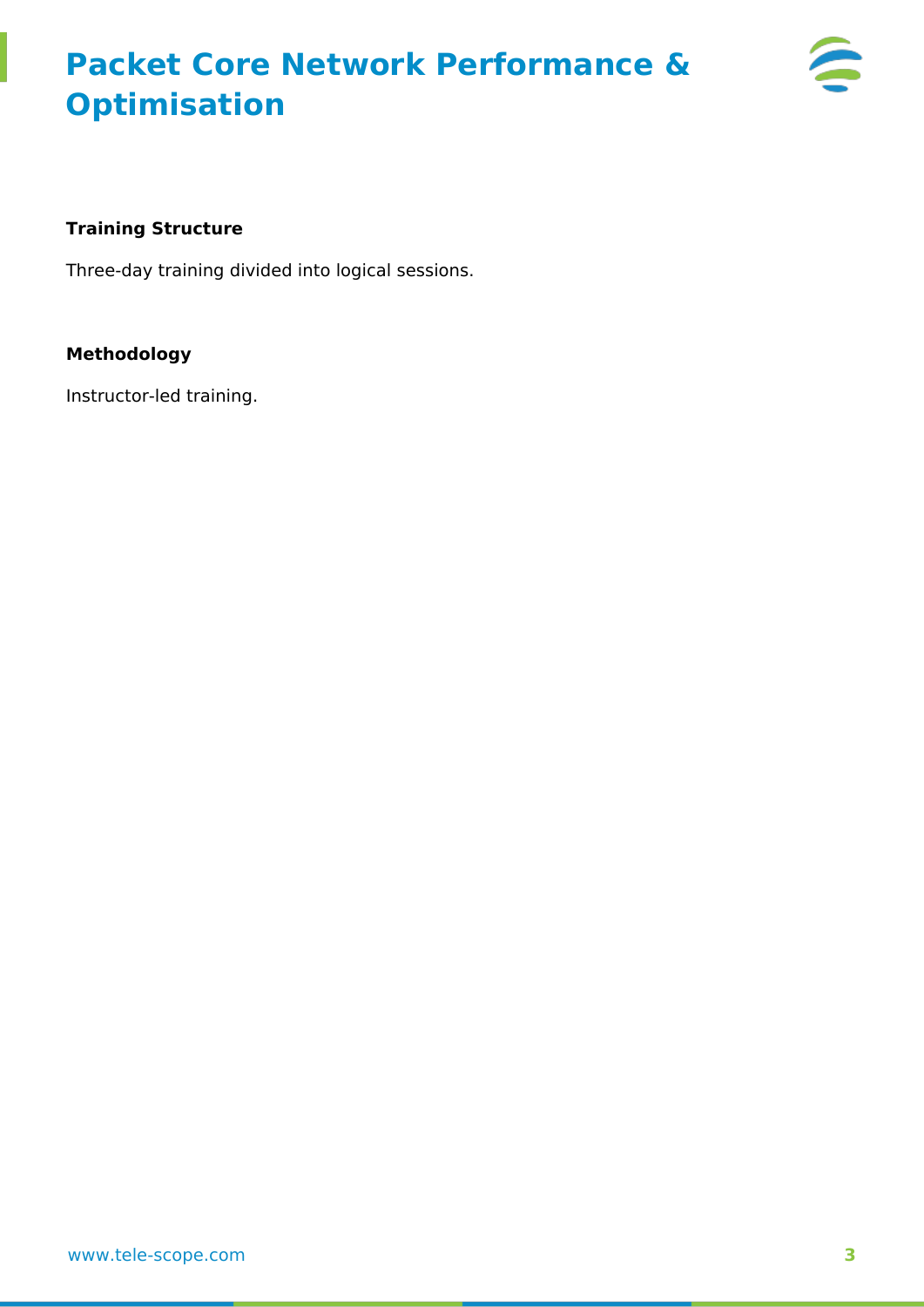# Packet Core Network Performance & Optimisation

**Training Structure**

Three-day training divided into logical sessions.

**Methodology**

Instructor-led training.